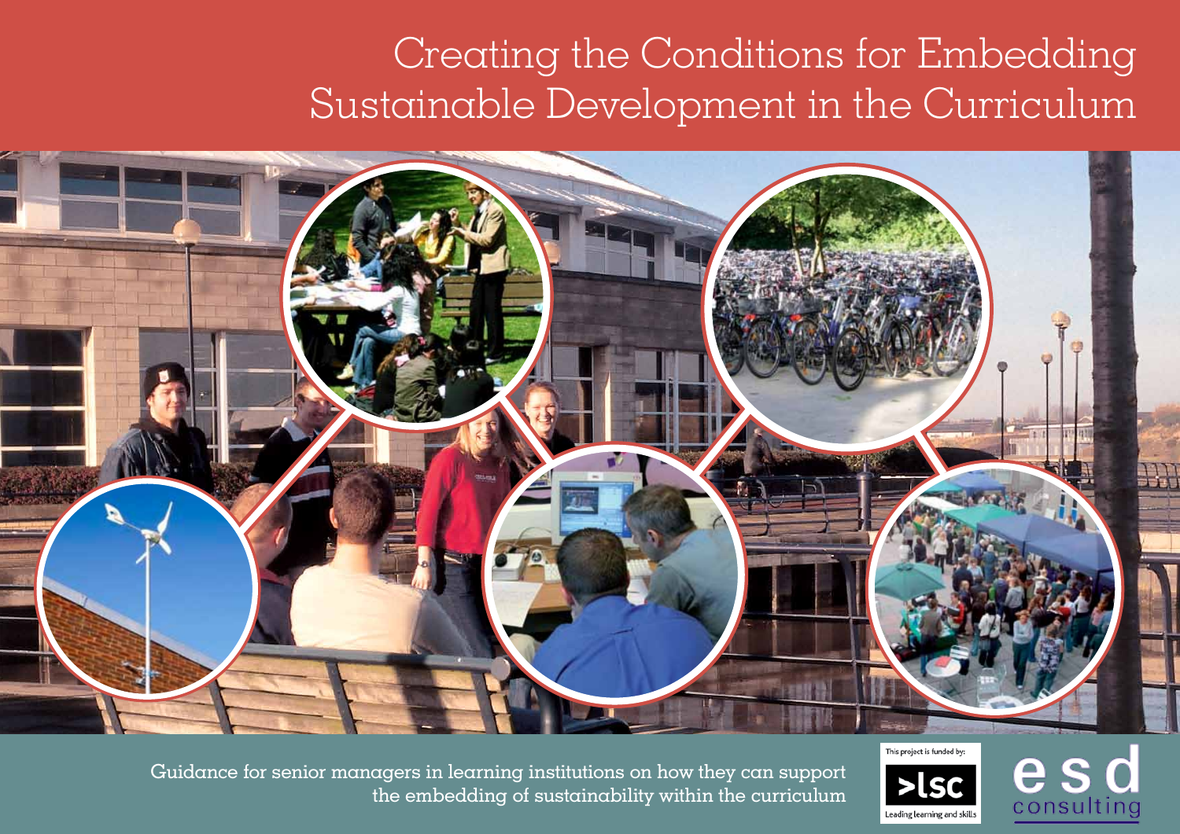# Creating the Conditions for Embedding Sustainable Development in the Curriculum

Guidance for senior managers in learning institutions on how they can support the embedding of sustainability within the curriculum

This project is funded by: >lsc Leading learning and skills

esd consulting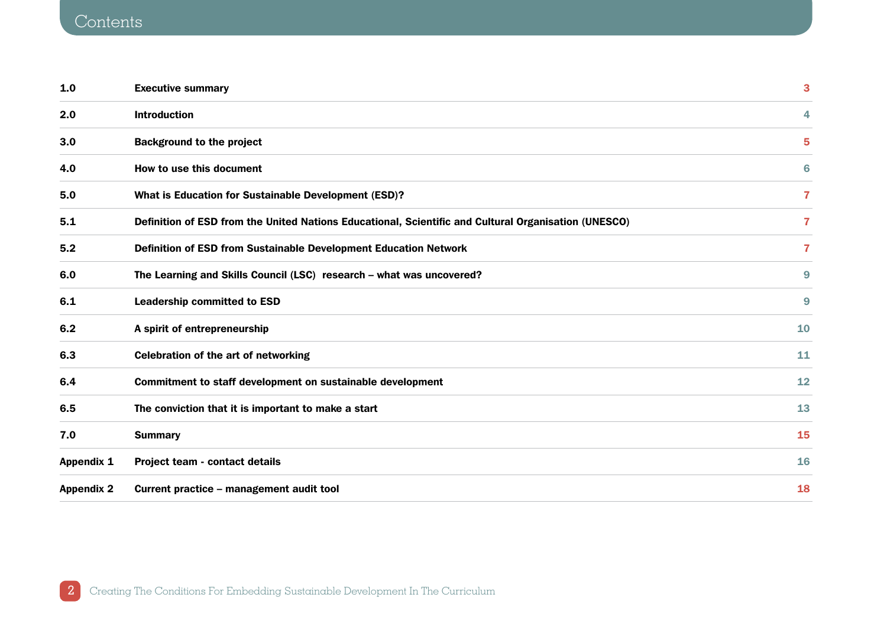# Contents

| | | |
|---|---|---|
| **1.0** | **Executive summary** | 3 |
| **2.0** | **Introduction** | 4 |
| **3.0** | **Background to the project** | 5 |
| **4.0** | **How to use this document** | 6 |
| **5.0** | **What is Education for Sustainable Development (ESD)?** | 7 |
| **5.1** | **Definition of ESD from the United Nations Educational, Scientific and Cultural Organisation (UNESCO)** | 7 |
| **5.2** | **Definition of ESD from Sustainable Development Education Network** | 7 |
| **6.0** | **The Learning and Skills Council (LSC) research – what was uncovered?** | 9 |
| **6.1** | **Leadership committed to ESD** | 9 |
| **6.2** | **A spirit of entrepreneurship** | 10 |
| **6.3** | **Celebration of the art of networking** | 11 |
| **6.4** | **Commitment to staff development on sustainable development** | 12 |
| **6.5** | **The conviction that it is important to make a start** | 13 |
| **7.0** | **Summary** | 15 |
| **Appendix 1** | **Project team - contact details** | 16 |
| **Appendix 2** | **Current practice – management audit tool** | 18 |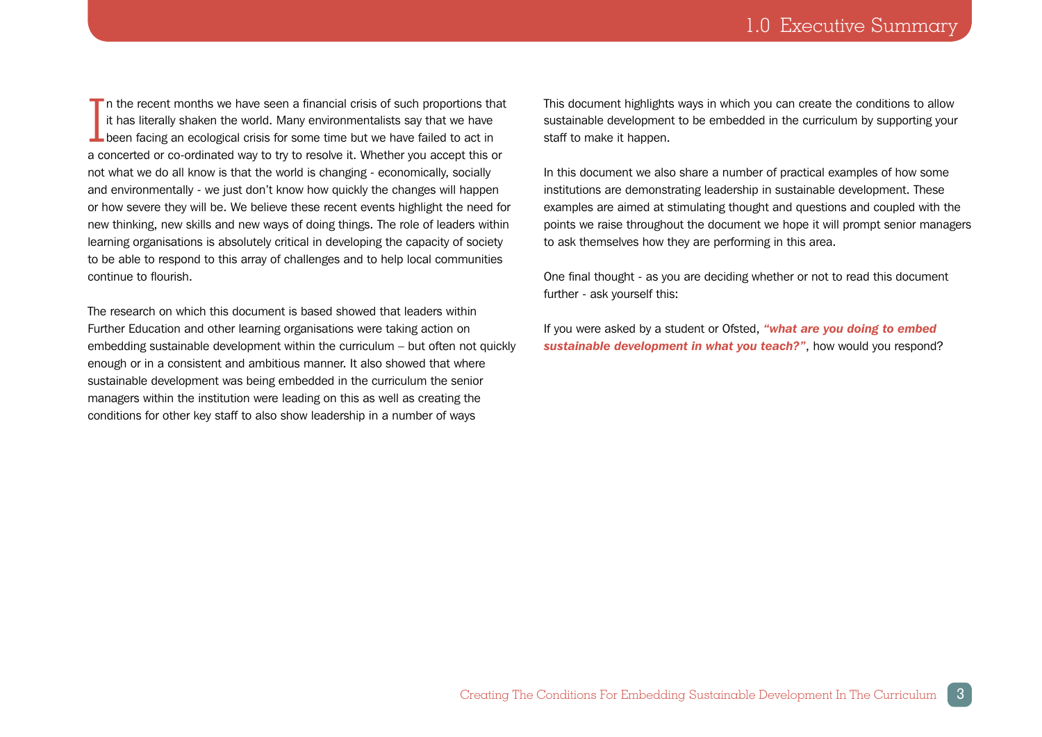# 1.0 Executive Summary

In the recent months we have seen a financial crisis of such proportions that it has literally shaken the world. Many environmentalists say that we have been facing an ecological crisis for some time but we have failed to act in a concerted or co-ordinated way to try to resolve it. Whether you accept this or not what we do all know is that the world is changing - economically, socially and environmentally - we just don't know how quickly the changes will happen or how severe they will be. We believe these recent events highlight the need for new thinking, new skills and new ways of doing things. The role of leaders within learning organisations is absolutely critical in developing the capacity of society to be able to respond to this array of challenges and to help local communities continue to flourish.

The research on which this document is based showed that leaders within Further Education and other learning organisations were taking action on embedding sustainable development within the curriculum – but often not quickly enough or in a consistent and ambitious manner. It also showed that where sustainable development was being embedded in the curriculum the senior managers within the institution were leading on this as well as creating the conditions for other key staff to also show leadership in a number of ways

This document highlights ways in which you can create the conditions to allow sustainable development to be embedded in the curriculum by supporting your staff to make it happen.

In this document we also share a number of practical examples of how some institutions are demonstrating leadership in sustainable development. These examples are aimed at stimulating thought and questions and coupled with the points we raise throughout the document we hope it will prompt senior managers to ask themselves how they are performing in this area.

One final thought - as you are deciding whether or not to read this document further - ask yourself this:

If you were asked by a student or Ofsted, ***"what are you doing to embed sustainable development in what you teach?"***, how would you respond?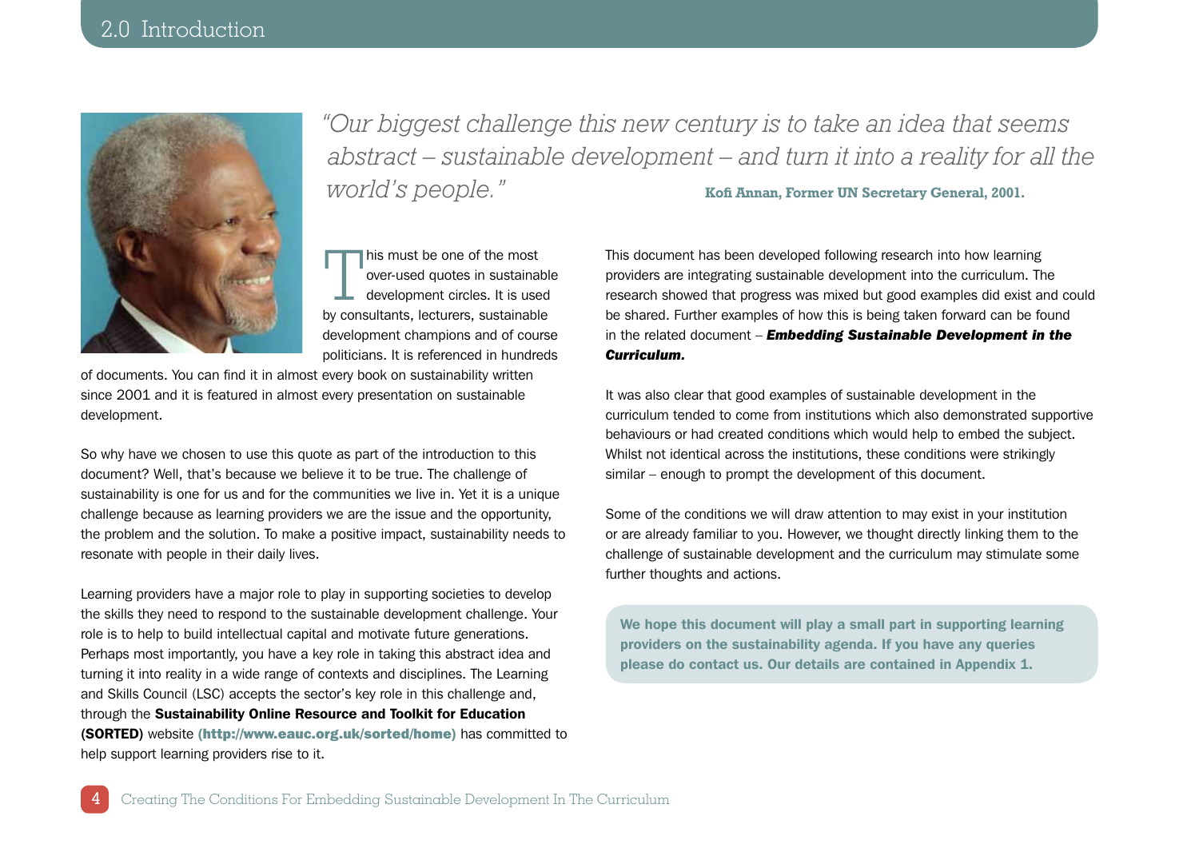# 2.0 Introduction

*"Our biggest challenge this new century is to take an idea that seems abstract – sustainable development – and turn it into a reality for all the world's people."*

**Kofi Annan, Former UN Secretary General, 2001.**

This must be one of the most over-used quotes in sustainable development circles. It is used by consultants, lecturers, sustainable development champions and of course politicians. It is referenced in hundreds of documents. You can find it in almost every book on sustainability written since 2001 and it is featured in almost every presentation on sustainable development.

So why have we chosen to use this quote as part of the introduction to this document? Well, that's because we believe it to be true. The challenge of sustainability is one for us and for the communities we live in. Yet it is a unique challenge because as learning providers we are the issue and the opportunity, the problem and the solution. To make a positive impact, sustainability needs to resonate with people in their daily lives.

Learning providers have a major role to play in supporting societies to develop the skills they need to respond to the sustainable development challenge. Your role is to help to build intellectual capital and motivate future generations. Perhaps most importantly, you have a key role in taking this abstract idea and turning it into reality in a wide range of contexts and disciplines. The Learning and Skills Council (LSC) accepts the sector's key role in this challenge and, through the **Sustainability Online Resource and Toolkit for Education (SORTED)** website **(http://www.eauc.org.uk/sorted/home)** has committed to help support learning providers rise to it.

This document has been developed following research into how learning providers are integrating sustainable development into the curriculum. The research showed that progress was mixed but good examples did exist and could be shared. Further examples of how this is being taken forward can be found in the related document – ***Embedding Sustainable Development in the Curriculum.***

It was also clear that good examples of sustainable development in the curriculum tended to come from institutions which also demonstrated supportive behaviours or had created conditions which would help to embed the subject. Whilst not identical across the institutions, these conditions were strikingly similar – enough to prompt the development of this document.

Some of the conditions we will draw attention to may exist in your institution or are already familiar to you. However, we thought directly linking them to the challenge of sustainable development and the curriculum may stimulate some further thoughts and actions.

**We hope this document will play a small part in supporting learning providers on the sustainability agenda. If you have any queries please do contact us. Our details are contained in Appendix 1.**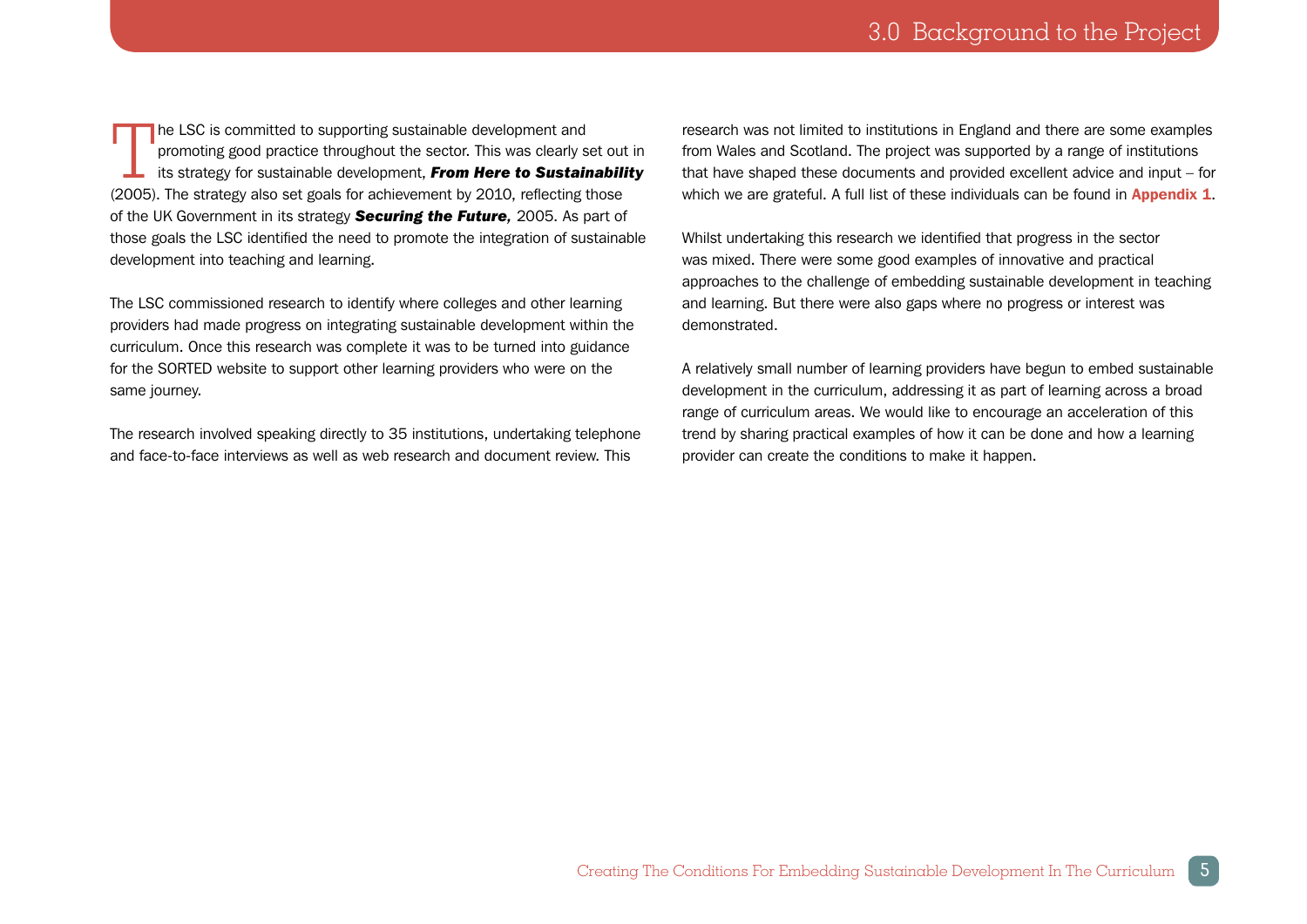# 3.0 Background to the Project

The LSC is committed to supporting sustainable development and promoting good practice throughout the sector. This was clearly set out in its strategy for sustainable development, ***From Here to Sustainability*** (2005). The strategy also set goals for achievement by 2010, reflecting those of the UK Government in its strategy ***Securing the Future,*** 2005. As part of those goals the LSC identified the need to promote the integration of sustainable development into teaching and learning.

The LSC commissioned research to identify where colleges and other learning providers had made progress on integrating sustainable development within the curriculum. Once this research was complete it was to be turned into guidance for the SORTED website to support other learning providers who were on the same journey.

The research involved speaking directly to 35 institutions, undertaking telephone and face-to-face interviews as well as web research and document review. This research was not limited to institutions in England and there are some examples from Wales and Scotland. The project was supported by a range of institutions that have shaped these documents and provided excellent advice and input – for which we are grateful. A full list of these individuals can be found in **Appendix 1**.

Whilst undertaking this research we identified that progress in the sector was mixed. There were some good examples of innovative and practical approaches to the challenge of embedding sustainable development in teaching and learning. But there were also gaps where no progress or interest was demonstrated.

A relatively small number of learning providers have begun to embed sustainable development in the curriculum, addressing it as part of learning across a broad range of curriculum areas. We would like to encourage an acceleration of this trend by sharing practical examples of how it can be done and how a learning provider can create the conditions to make it happen.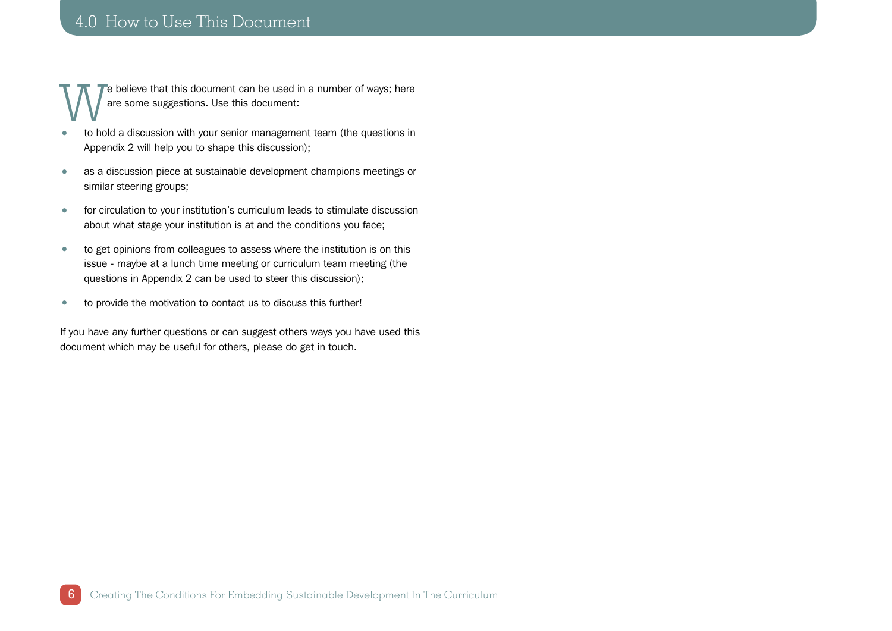# 4.0 How to Use This Document

We believe that this document can be used in a number of ways; here are some suggestions. Use this document:

- to hold a discussion with your senior management team (the questions in Appendix 2 will help you to shape this discussion);
- as a discussion piece at sustainable development champions meetings or similar steering groups;
- for circulation to your institution's curriculum leads to stimulate discussion about what stage your institution is at and the conditions you face;
- to get opinions from colleagues to assess where the institution is on this issue - maybe at a lunch time meeting or curriculum team meeting (the questions in Appendix 2 can be used to steer this discussion);
- to provide the motivation to contact us to discuss this further!

If you have any further questions or can suggest others ways you have used this document which may be useful for others, please do get in touch.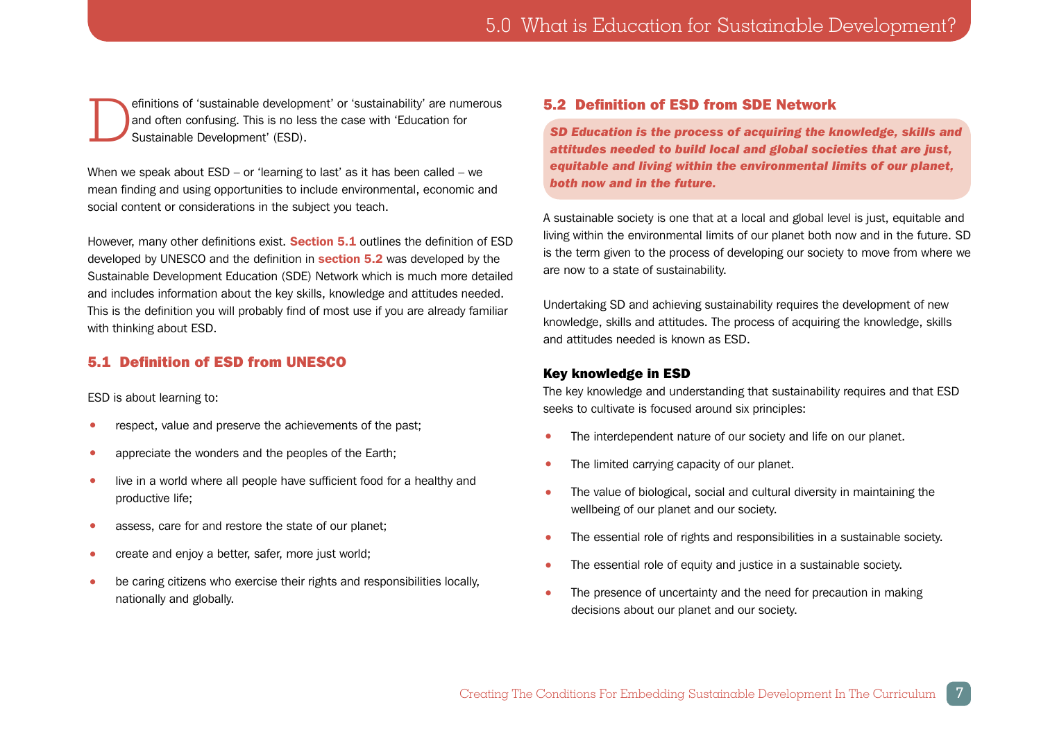# 5.0 What is Education for Sustainable Development?

Definitions of 'sustainable development' or 'sustainability' are numerous and often confusing. This is no less the case with 'Education for Sustainable Development' (ESD).

When we speak about ESD – or 'learning to last' as it has been called – we mean finding and using opportunities to include environmental, economic and social content or considerations in the subject you teach.

However, many other definitions exist. **Section 5.1** outlines the definition of ESD developed by UNESCO and the definition in **section 5.2** was developed by the Sustainable Development Education (SDE) Network which is much more detailed and includes information about the key skills, knowledge and attitudes needed. This is the definition you will probably find of most use if you are already familiar with thinking about ESD.

## 5.1 Definition of ESD from UNESCO

ESD is about learning to:

- respect, value and preserve the achievements of the past;
- appreciate the wonders and the peoples of the Earth;
- live in a world where all people have sufficient food for a healthy and productive life;
- assess, care for and restore the state of our planet;
- create and enjoy a better, safer, more just world;
- be caring citizens who exercise their rights and responsibilities locally, nationally and globally.

## 5.2 Definition of ESD from SDE Network

***SD Education is the process of acquiring the knowledge, skills and attitudes needed to build local and global societies that are just, equitable and living within the environmental limits of our planet, both now and in the future.***

A sustainable society is one that at a local and global level is just, equitable and living within the environmental limits of our planet both now and in the future. SD is the term given to the process of developing our society to move from where we are now to a state of sustainability.

Undertaking SD and achieving sustainability requires the development of new knowledge, skills and attitudes. The process of acquiring the knowledge, skills and attitudes needed is known as ESD.

### Key knowledge in ESD

The key knowledge and understanding that sustainability requires and that ESD seeks to cultivate is focused around six principles:

- The interdependent nature of our society and life on our planet.
- The limited carrying capacity of our planet.
- The value of biological, social and cultural diversity in maintaining the wellbeing of our planet and our society.
- The essential role of rights and responsibilities in a sustainable society.
- The essential role of equity and justice in a sustainable society.
- The presence of uncertainty and the need for precaution in making decisions about our planet and our society.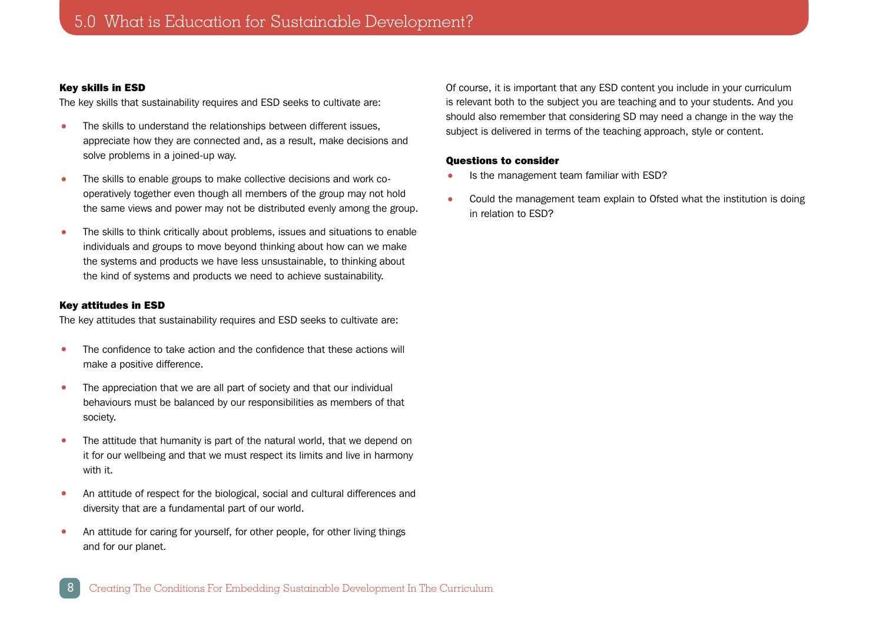## Key skills in ESD

The key skills that sustainability requires and ESD seeks to cultivate are:

- The skills to understand the relationships between different issues, appreciate how they are connected and, as a result, make decisions and solve problems in a joined-up way.
- The skills to enable groups to make collective decisions and work co-operatively together even though all members of the group may not hold the same views and power may not be distributed evenly among the group.
- The skills to think critically about problems, issues and situations to enable individuals and groups to move beyond thinking about how can we make the systems and products we have less unsustainable, to thinking about the kind of systems and products we need to achieve sustainability.

## Key attitudes in ESD

The key attitudes that sustainability requires and ESD seeks to cultivate are:

- The confidence to take action and the confidence that these actions will make a positive difference.
- The appreciation that we are all part of society and that our individual behaviours must be balanced by our responsibilities as members of that society.
- The attitude that humanity is part of the natural world, that we depend on it for our wellbeing and that we must respect its limits and live in harmony with it.
- An attitude of respect for the biological, social and cultural differences and diversity that are a fundamental part of our world.
- An attitude for caring for yourself, for other people, for other living things and for our planet.

Of course, it is important that any ESD content you include in your curriculum is relevant both to the subject you are teaching and to your students. And you should also remember that considering SD may need a change in the way the subject is delivered in terms of the teaching approach, style or content.

## Questions to consider

- Is the management team familiar with ESD?
- Could the management team explain to Ofsted what the institution is doing in relation to ESD?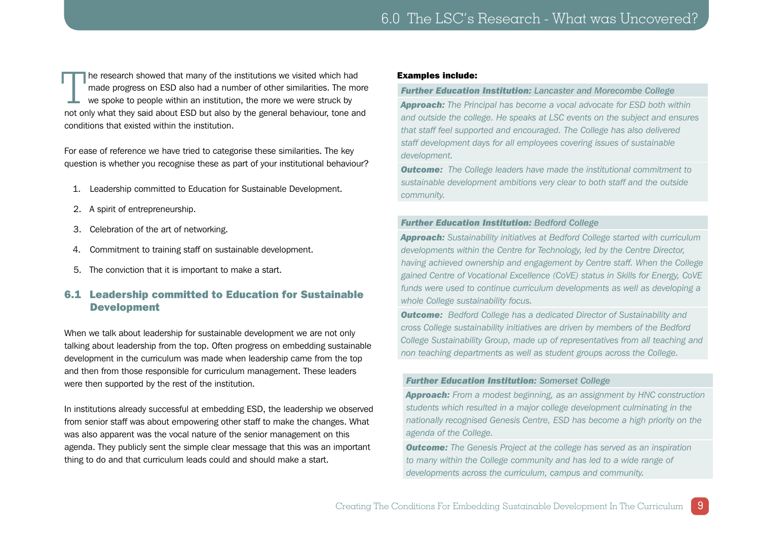The research showed that many of the institutions we visited which had made progress on ESD also had a number of other similarities. The more we spoke to people within an institution, the more we were struck by not only what they said about ESD but also by the general behaviour, tone and conditions that existed within the institution.

For ease of reference we have tried to categorise these similarities. The key question is whether you recognise these as part of your institutional behaviour?

1. Leadership committed to Education for Sustainable Development.
2. A spirit of entrepreneurship.
3. Celebration of the art of networking.
4. Commitment to training staff on sustainable development.
5. The conviction that it is important to make a start.

## 6.1 Leadership committed to Education for Sustainable Development

When we talk about leadership for sustainable development we are not only talking about leadership from the top. Often progress on embedding sustainable development in the curriculum was made when leadership came from the top and then from those responsible for curriculum management. These leaders were then supported by the rest of the institution.

In institutions already successful at embedding ESD, the leadership we observed from senior staff was about empowering other staff to make the changes. What was also apparent was the vocal nature of the senior management on this agenda. They publicly sent the simple clear message that this was an important thing to do and that curriculum leads could and should make a start.

**Examples include:**

***Further Education Institution:*** *Lancaster and Morecambe College*

***Approach:*** *The Principal has become a vocal advocate for ESD both within and outside the college. He speaks at LSC events on the subject and ensures that staff feel supported and encouraged. The College has also delivered staff development days for all employees covering issues of sustainable development.*

***Outcome:*** *The College leaders have made the institutional commitment to sustainable development ambitions very clear to both staff and the outside community.*

***Further Education Institution:*** *Bedford College*

***Approach:*** *Sustainability initiatives at Bedford College started with curriculum developments within the Centre for Technology, led by the Centre Director, having achieved ownership and engagement by Centre staff. When the College gained Centre of Vocational Excellence (CoVE) status in Skills for Energy, CoVE funds were used to continue curriculum developments as well as developing a whole College sustainability focus.*

***Outcome:*** *Bedford College has a dedicated Director of Sustainability and cross College sustainability initiatives are driven by members of the Bedford College Sustainability Group, made up of representatives from all teaching and non teaching departments as well as student groups across the College.*

***Further Education Institution:*** *Somerset College*

***Approach:*** *From a modest beginning, as an assignment by HNC construction students which resulted in a major college development culminating in the nationally recognised Genesis Centre, ESD has become a high priority on the agenda of the College.*

***Outcome:*** *The Genesis Project at the college has served as an inspiration to many within the College community and has led to a wide range of developments across the curriculum, campus and community.*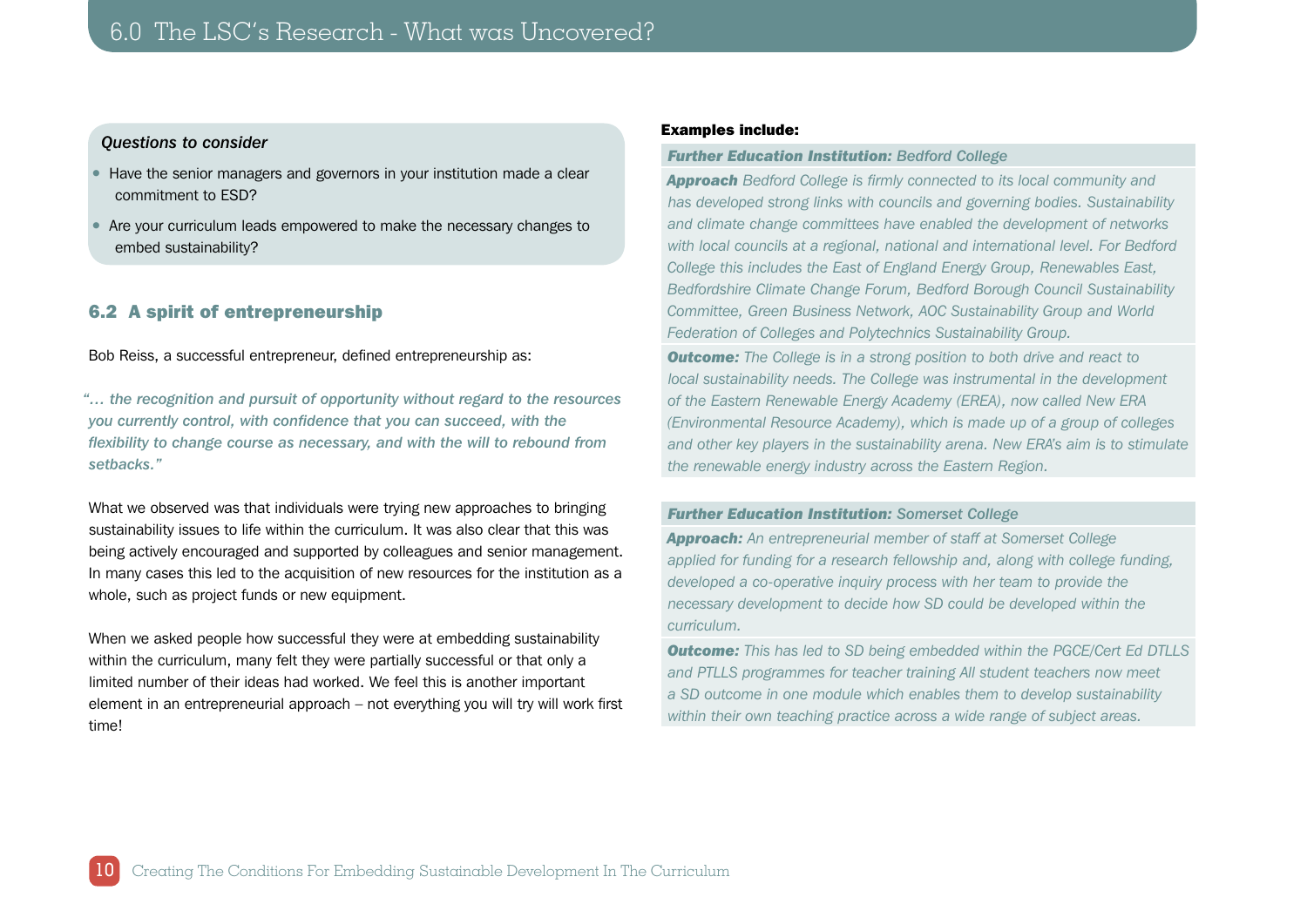*Questions to consider*

- Have the senior managers and governors in your institution made a clear commitment to ESD?
- Are your curriculum leads empowered to make the necessary changes to embed sustainability?

## 6.2 A spirit of entrepreneurship

Bob Reiss, a successful entrepreneur, defined entrepreneurship as:

*"… the recognition and pursuit of opportunity without regard to the resources you currently control, with confidence that you can succeed, with the flexibility to change course as necessary, and with the will to rebound from setbacks."*

What we observed was that individuals were trying new approaches to bringing sustainability issues to life within the curriculum. It was also clear that this was being actively encouraged and supported by colleagues and senior management. In many cases this led to the acquisition of new resources for the institution as a whole, such as project funds or new equipment.

When we asked people how successful they were at embedding sustainability within the curriculum, many felt they were partially successful or that only a limited number of their ideas had worked. We feel this is another important element in an entrepreneurial approach – not everything you will try will work first time!

**Examples include:**

***Further Education Institution:*** *Bedford College*

***Approach*** *Bedford College is firmly connected to its local community and has developed strong links with councils and governing bodies. Sustainability and climate change committees have enabled the development of networks with local councils at a regional, national and international level. For Bedford College this includes the East of England Energy Group, Renewables East, Bedfordshire Climate Change Forum, Bedford Borough Council Sustainability Committee, Green Business Network, AOC Sustainability Group and World Federation of Colleges and Polytechnics Sustainability Group.*

***Outcome:*** *The College is in a strong position to both drive and react to local sustainability needs. The College was instrumental in the development of the Eastern Renewable Energy Academy (EREA), now called New ERA (Environmental Resource Academy), which is made up of a group of colleges and other key players in the sustainability arena. New ERA's aim is to stimulate the renewable energy industry across the Eastern Region.*

***Further Education Institution:*** *Somerset College*

***Approach:*** *An entrepreneurial member of staff at Somerset College applied for funding for a research fellowship and, along with college funding, developed a co-operative inquiry process with her team to provide the necessary development to decide how SD could be developed within the curriculum.*

***Outcome:*** *This has led to SD being embedded within the PGCE/Cert Ed DTLLS and PTLLS programmes for teacher training All student teachers now meet a SD outcome in one module which enables them to develop sustainability within their own teaching practice across a wide range of subject areas.*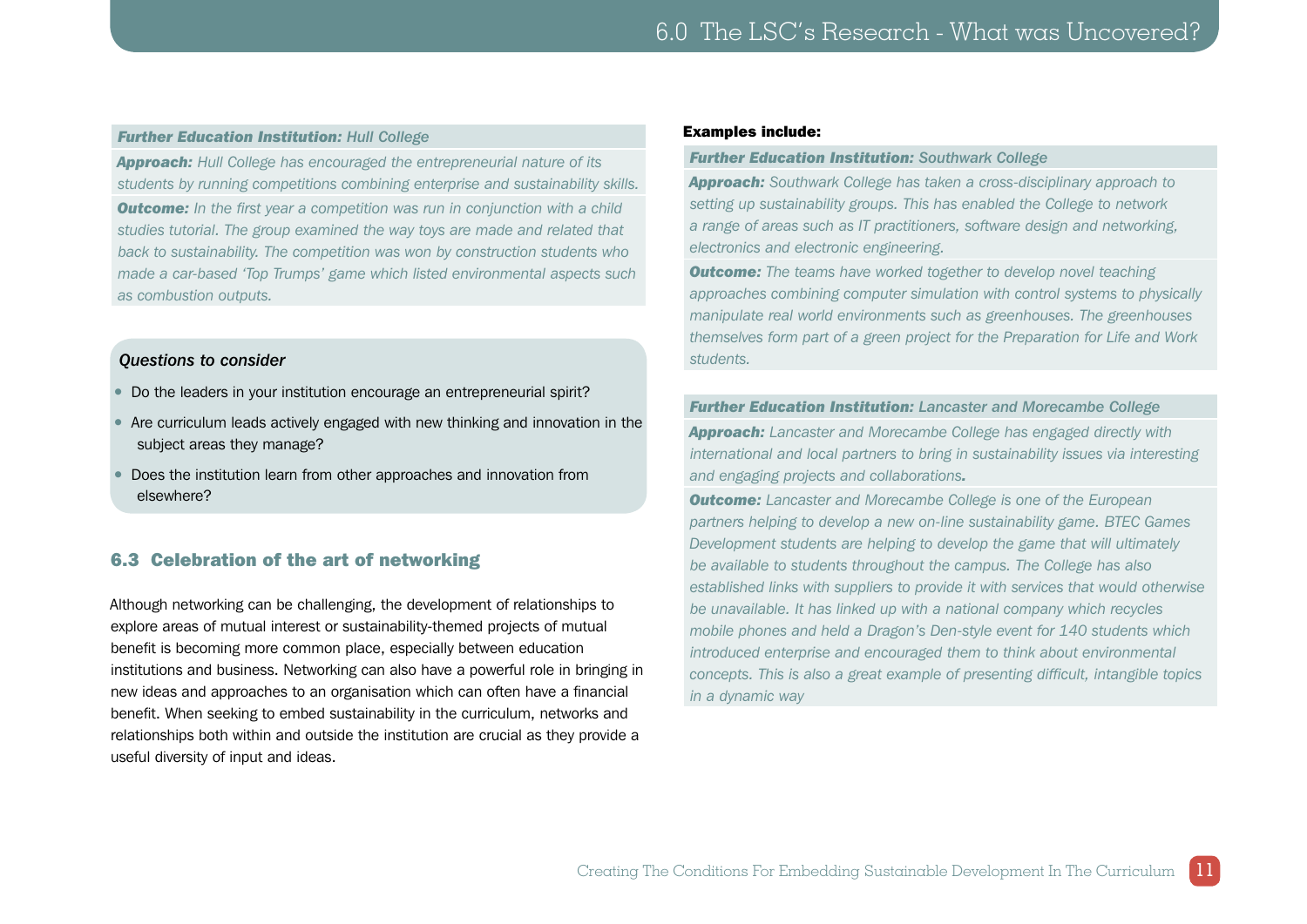**_Further Education Institution:_** *Hull College*

***Approach:*** *Hull College has encouraged the entrepreneurial nature of its students by running competitions combining enterprise and sustainability skills.*

***Outcome:*** *In the first year a competition was run in conjunction with a child studies tutorial. The group examined the way toys are made and related that back to sustainability. The competition was won by construction students who made a car-based 'Top Trumps' game which listed environmental aspects such as combustion outputs.*

*Questions to consider*

- Do the leaders in your institution encourage an entrepreneurial spirit?
- Are curriculum leads actively engaged with new thinking and innovation in the subject areas they manage?
- Does the institution learn from other approaches and innovation from elsewhere?

## 6.3 Celebration of the art of networking

Although networking can be challenging, the development of relationships to explore areas of mutual interest or sustainability-themed projects of mutual benefit is becoming more common place, especially between education institutions and business. Networking can also have a powerful role in bringing in new ideas and approaches to an organisation which can often have a financial benefit. When seeking to embed sustainability in the curriculum, networks and relationships both within and outside the institution are crucial as they provide a useful diversity of input and ideas.

**Examples include:**

**_Further Education Institution:_** *Southwark College*

***Approach:*** *Southwark College has taken a cross-disciplinary approach to setting up sustainability groups. This has enabled the College to network a range of areas such as IT practitioners, software design and networking, electronics and electronic engineering.*

***Outcome:*** *The teams have worked together to develop novel teaching approaches combining computer simulation with control systems to physically manipulate real world environments such as greenhouses. The greenhouses themselves form part of a green project for the Preparation for Life and Work students.*

**_Further Education Institution:_** *Lancaster and Morecambe College*

***Approach:*** *Lancaster and Morecambe College has engaged directly with international and local partners to bring in sustainability issues via interesting and engaging projects and collaborations.*

***Outcome:*** *Lancaster and Morecambe College is one of the European partners helping to develop a new on-line sustainability game. BTEC Games Development students are helping to develop the game that will ultimately be available to students throughout the campus. The College has also established links with suppliers to provide it with services that would otherwise be unavailable. It has linked up with a national company which recycles mobile phones and held a Dragon's Den-style event for 140 students which introduced enterprise and encouraged them to think about environmental concepts. This is also a great example of presenting difficult, intangible topics in a dynamic way*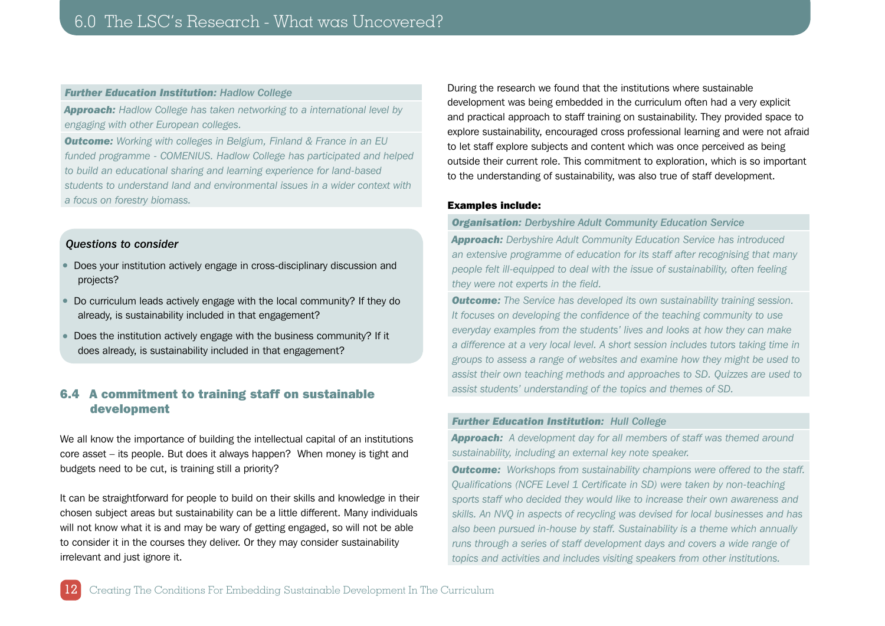# 6.0 The LSC's Research - What was Uncovered?

***Further Education Institution:*** *Hadlow College*

***Approach:*** *Hadlow College has taken networking to a international level by engaging with other European colleges.*

***Outcome:*** *Working with colleges in Belgium, Finland & France in an EU funded programme - COMENIUS. Hadlow College has participated and helped to build an educational sharing and learning experience for land-based students to understand land and environmental issues in a wider context with a focus on forestry biomass.*

***Questions to consider***

- Does your institution actively engage in cross-disciplinary discussion and projects?
- Do curriculum leads actively engage with the local community? If they do already, is sustainability included in that engagement?
- Does the institution actively engage with the business community? If it does already, is sustainability included in that engagement?

## 6.4 A commitment to training staff on sustainable development

We all know the importance of building the intellectual capital of an institutions core asset – its people. But does it always happen? When money is tight and budgets need to be cut, is training still a priority?

It can be straightforward for people to build on their skills and knowledge in their chosen subject areas but sustainability can be a little different. Many individuals will not know what it is and may be wary of getting engaged, so will not be able to consider it in the courses they deliver. Or they may consider sustainability irrelevant and just ignore it.

During the research we found that the institutions where sustainable development was being embedded in the curriculum often had a very explicit and practical approach to staff training on sustainability. They provided space to explore sustainability, encouraged cross professional learning and were not afraid to let staff explore subjects and content which was once perceived as being outside their current role. This commitment to exploration, which is so important to the understanding of sustainability, was also true of staff development.

**Examples include:**

***Organisation:*** *Derbyshire Adult Community Education Service*

***Approach:*** *Derbyshire Adult Community Education Service has introduced an extensive programme of education for its staff after recognising that many people felt ill-equipped to deal with the issue of sustainability, often feeling they were not experts in the field.*

***Outcome:*** *The Service has developed its own sustainability training session. It focuses on developing the confidence of the teaching community to use everyday examples from the students' lives and looks at how they can make a difference at a very local level. A short session includes tutors taking time in groups to assess a range of websites and examine how they might be used to assist their own teaching methods and approaches to SD. Quizzes are used to assist students' understanding of the topics and themes of SD.*

***Further Education Institution:*** *Hull College*

***Approach:*** *A development day for all members of staff was themed around sustainability, including an external key note speaker.*

***Outcome:*** *Workshops from sustainability champions were offered to the staff. Qualifications (NCFE Level 1 Certificate in SD) were taken by non-teaching sports staff who decided they would like to increase their own awareness and skills. An NVQ in aspects of recycling was devised for local businesses and has also been pursued in-house by staff. Sustainability is a theme which annually runs through a series of staff development days and covers a wide range of topics and activities and includes visiting speakers from other institutions.*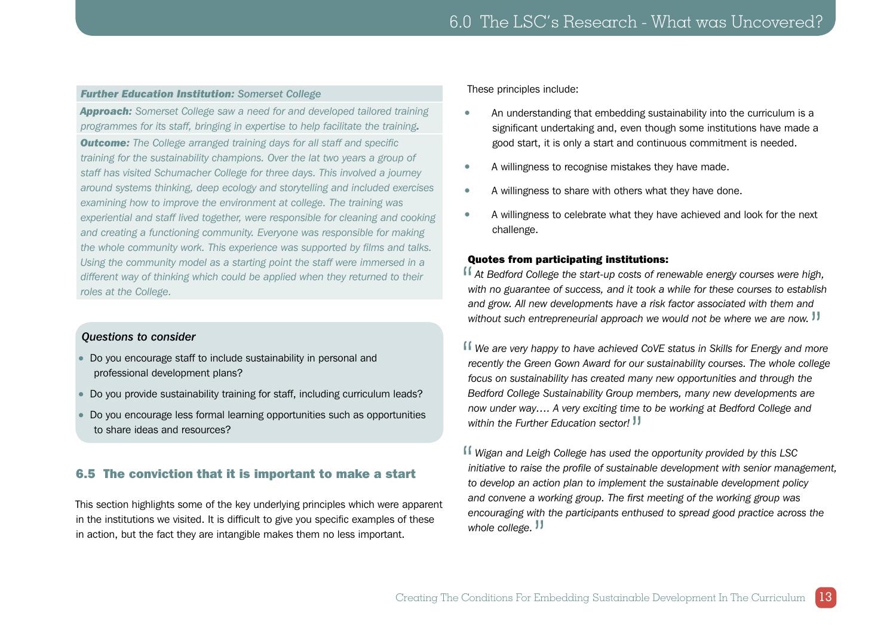**Further Education Institution:** *Somerset College*

***Approach:*** *Somerset College saw a need for and developed tailored training programmes for its staff, bringing in expertise to help facilitate the training.*

***Outcome:*** *The College arranged training days for all staff and specific training for the sustainability champions. Over the lat two years a group of staff has visited Schumacher College for three days. This involved a journey around systems thinking, deep ecology and storytelling and included exercises examining how to improve the environment at college. The training was experiential and staff lived together, were responsible for cleaning and cooking and creating a functioning community. Everyone was responsible for making the whole community work. This experience was supported by films and talks. Using the community model as a starting point the staff were immersed in a different way of thinking which could be applied when they returned to their roles at the College.*

***Questions to consider***

- Do you encourage staff to include sustainability in personal and professional development plans?
- Do you provide sustainability training for staff, including curriculum leads?
- Do you encourage less formal learning opportunities such as opportunities to share ideas and resources?

## 6.5 The conviction that it is important to make a start

This section highlights some of the key underlying principles which were apparent in the institutions we visited. It is difficult to give you specific examples of these in action, but the fact they are intangible makes them no less important.

These principles include:

- An understanding that embedding sustainability into the curriculum is a significant undertaking and, even though some institutions have made a good start, it is only a start and continuous commitment is needed.
- A willingness to recognise mistakes they have made.
- A willingness to share with others what they have done.
- A willingness to celebrate what they have achieved and look for the next challenge.

**Quotes from participating institutions:**

*"At Bedford College the start-up costs of renewable energy courses were high, with no guarantee of success, and it took a while for these courses to establish and grow. All new developments have a risk factor associated with them and without such entrepreneurial approach we would not be where we are now."*

*"We are very happy to have achieved CoVE status in Skills for Energy and more recently the Green Gown Award for our sustainability courses. The whole college focus on sustainability has created many new opportunities and through the Bedford College Sustainability Group members, many new developments are now under way…. A very exciting time to be working at Bedford College and within the Further Education sector!"*

*"Wigan and Leigh College has used the opportunity provided by this LSC initiative to raise the profile of sustainable development with senior management, to develop an action plan to implement the sustainable development policy and convene a working group. The first meeting of the working group was encouraging with the participants enthused to spread good practice across the whole college."*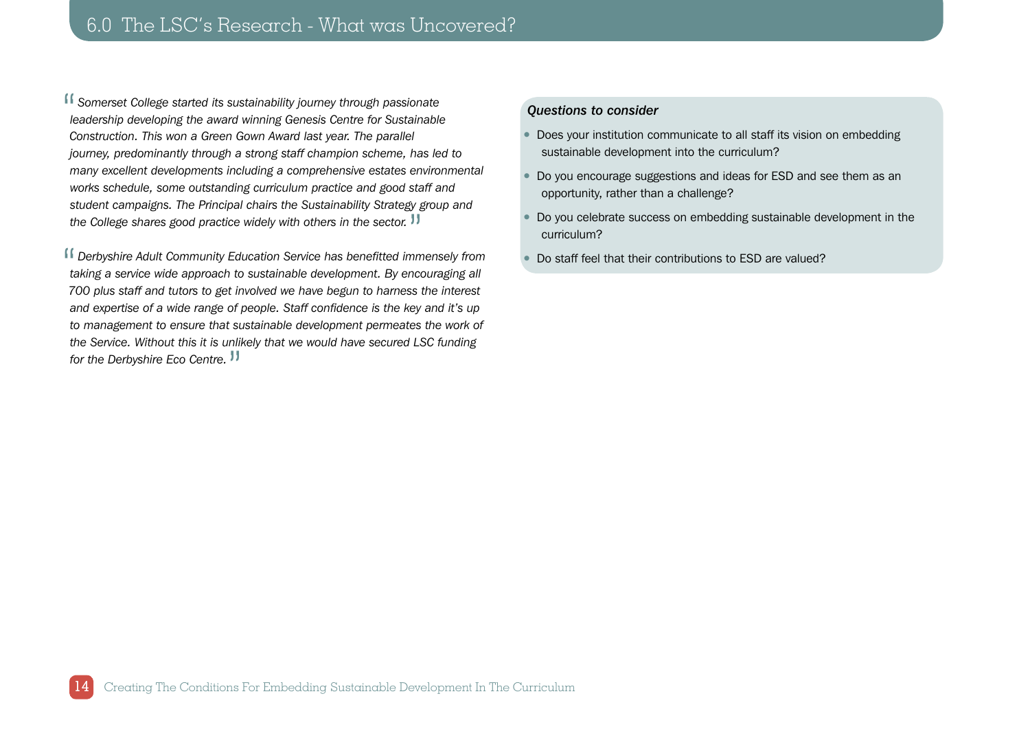## 6.0 The LSC's Research - What was Uncovered?

> *"Somerset College started its sustainability journey through passionate leadership developing the award winning Genesis Centre for Sustainable Construction. This won a Green Gown Award last year. The parallel journey, predominantly through a strong staff champion scheme, has led to many excellent developments including a comprehensive estates environmental works schedule, some outstanding curriculum practice and good staff and student campaigns. The Principal chairs the Sustainability Strategy group and the College shares good practice widely with others in the sector."*

> *"Derbyshire Adult Community Education Service has benefitted immensely from taking a service wide approach to sustainable development. By encouraging all 700 plus staff and tutors to get involved we have begun to harness the interest and expertise of a wide range of people. Staff confidence is the key and it's up to management to ensure that sustainable development permeates the work of the Service. Without this it is unlikely that we would have secured LSC funding for the Derbyshire Eco Centre."*

***Questions to consider***

- Does your institution communicate to all staff its vision on embedding sustainable development into the curriculum?
- Do you encourage suggestions and ideas for ESD and see them as an opportunity, rather than a challenge?
- Do you celebrate success on embedding sustainable development in the curriculum?
- Do staff feel that their contributions to ESD are valued?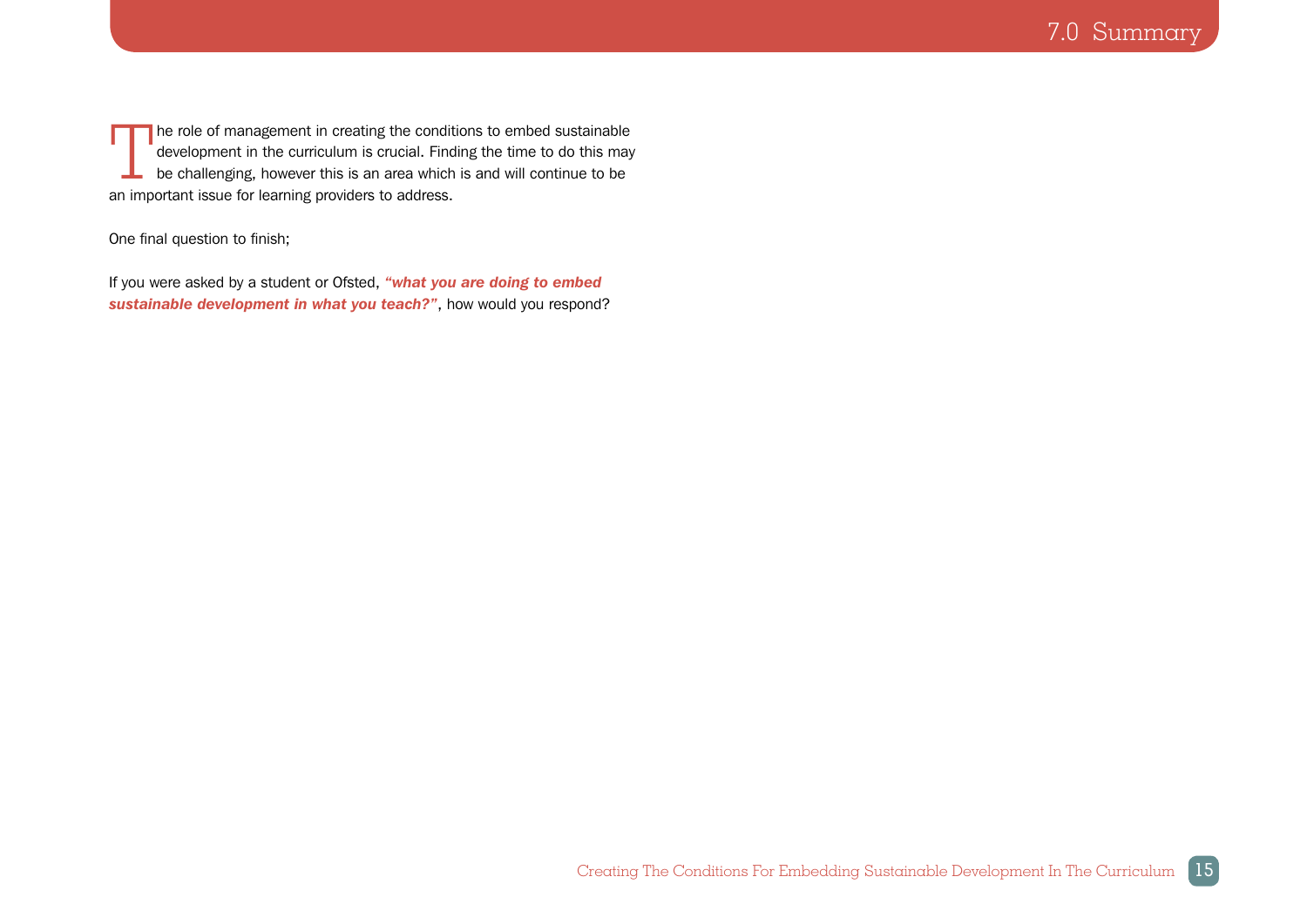# 7.0 Summary

The role of management in creating the conditions to embed sustainable development in the curriculum is crucial. Finding the time to do this may be challenging, however this is an area which is and will continue to be an important issue for learning providers to address.

One final question to finish;

If you were asked by a student or Ofsted, ***"what you are doing to embed sustainable development in what you teach?"***, how would you respond?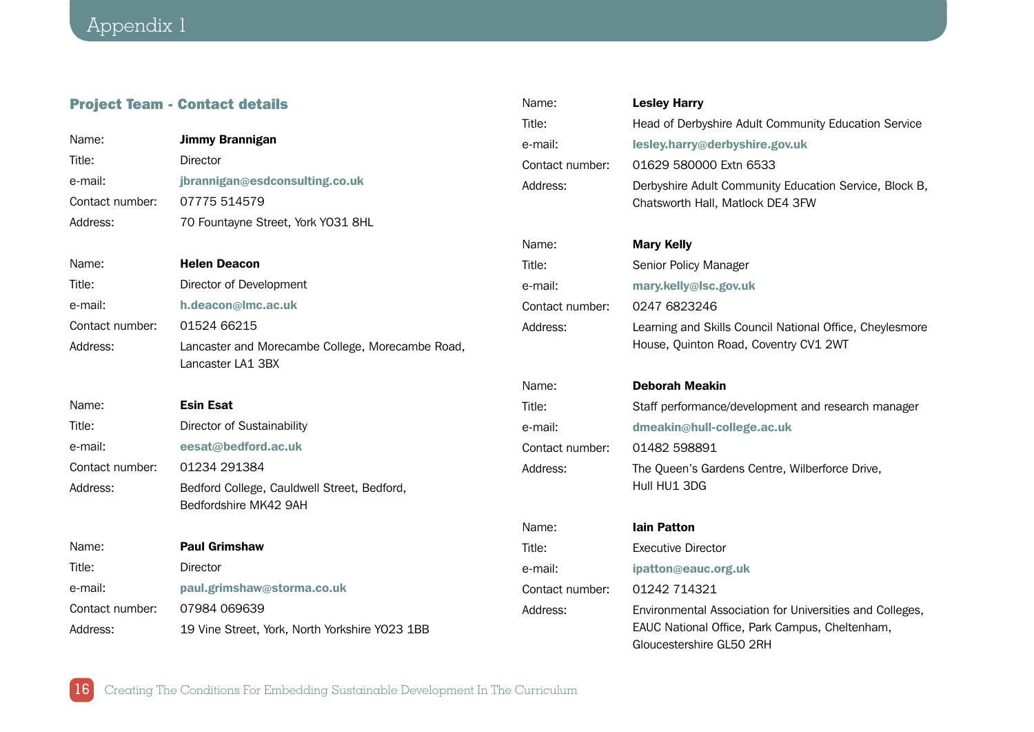# Appendix 1

## Project Team - Contact details

Name: **Jimmy Brannigan**
Title: Director
e-mail: **jbrannigan@esdconsulting.co.uk**
Contact number: 07775 514579
Address: 70 Fountayne Street, York YO31 8HL

Name: **Helen Deacon**
Title: Director of Development
e-mail: **h.deacon@lmc.ac.uk**
Contact number: 01524 66215
Address: Lancaster and Morecambe College, Morecambe Road, Lancaster LA1 3BX

Name: **Esin Esat**
Title: Director of Sustainability
e-mail: **eesat@bedford.ac.uk**
Contact number: 01234 291384
Address: Bedford College, Cauldwell Street, Bedford, Bedfordshire MK42 9AH

Name: **Paul Grimshaw**
Title: Director
e-mail: **paul.grimshaw@storma.co.uk**
Contact number: 07984 069639
Address: 19 Vine Street, York, North Yorkshire YO23 1BB

Name: **Lesley Harry**
Title: Head of Derbyshire Adult Community Education Service
e-mail: **lesley.harry@derbyshire.gov.uk**
Contact number: 01629 580000 Extn 6533
Address: Derbyshire Adult Community Education Service, Block B, Chatsworth Hall, Matlock DE4 3FW

Name: **Mary Kelly**
Title: Senior Policy Manager
e-mail: **mary.kelly@lsc.gov.uk**
Contact number: 0247 6823246
Address: Learning and Skills Council National Office, Cheylesmore House, Quinton Road, Coventry CV1 2WT

Name: **Deborah Meakin**
Title: Staff performance/development and research manager
e-mail: **dmeakin@hull-college.ac.uk**
Contact number: 01482 598891
Address: The Queen's Gardens Centre, Wilberforce Drive, Hull HU1 3DG

Name: **Iain Patton**
Title: Executive Director
e-mail: **ipatton@eauc.org.uk**
Contact number: 01242 714321
Address: Environmental Association for Universities and Colleges, EAUC National Office, Park Campus, Cheltenham, Gloucestershire GL50 2RH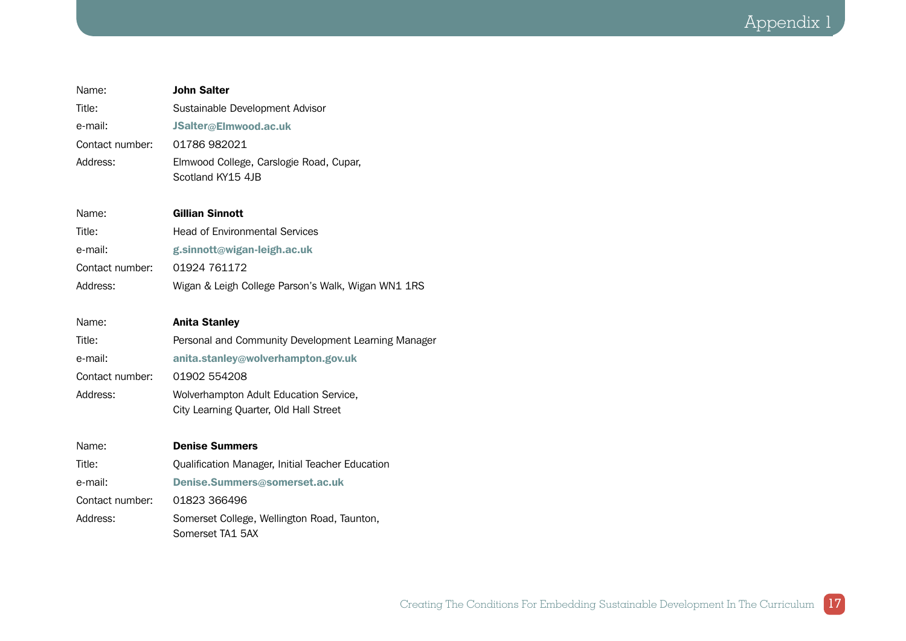Name: **John Salter**
Title: Sustainable Development Advisor
e-mail: **JSalter@Elmwood.ac.uk**
Contact number: 01786 982021
Address: Elmwood College, Carslogie Road, Cupar,
Scotland KY15 4JB

Name: **Gillian Sinnott**
Title: Head of Environmental Services
e-mail: **g.sinnott@wigan-leigh.ac.uk**
Contact number: 01924 761172
Address: Wigan & Leigh College Parson's Walk, Wigan WN1 1RS

Name: **Anita Stanley**
Title: Personal and Community Development Learning Manager
e-mail: **anita.stanley@wolverhampton.gov.uk**
Contact number: 01902 554208
Address: Wolverhampton Adult Education Service,
City Learning Quarter, Old Hall Street

Name: **Denise Summers**
Title: Qualification Manager, Initial Teacher Education
e-mail: **Denise.Summers@somerset.ac.uk**
Contact number: 01823 366496
Address: Somerset College, Wellington Road, Taunton,
Somerset TA1 5AX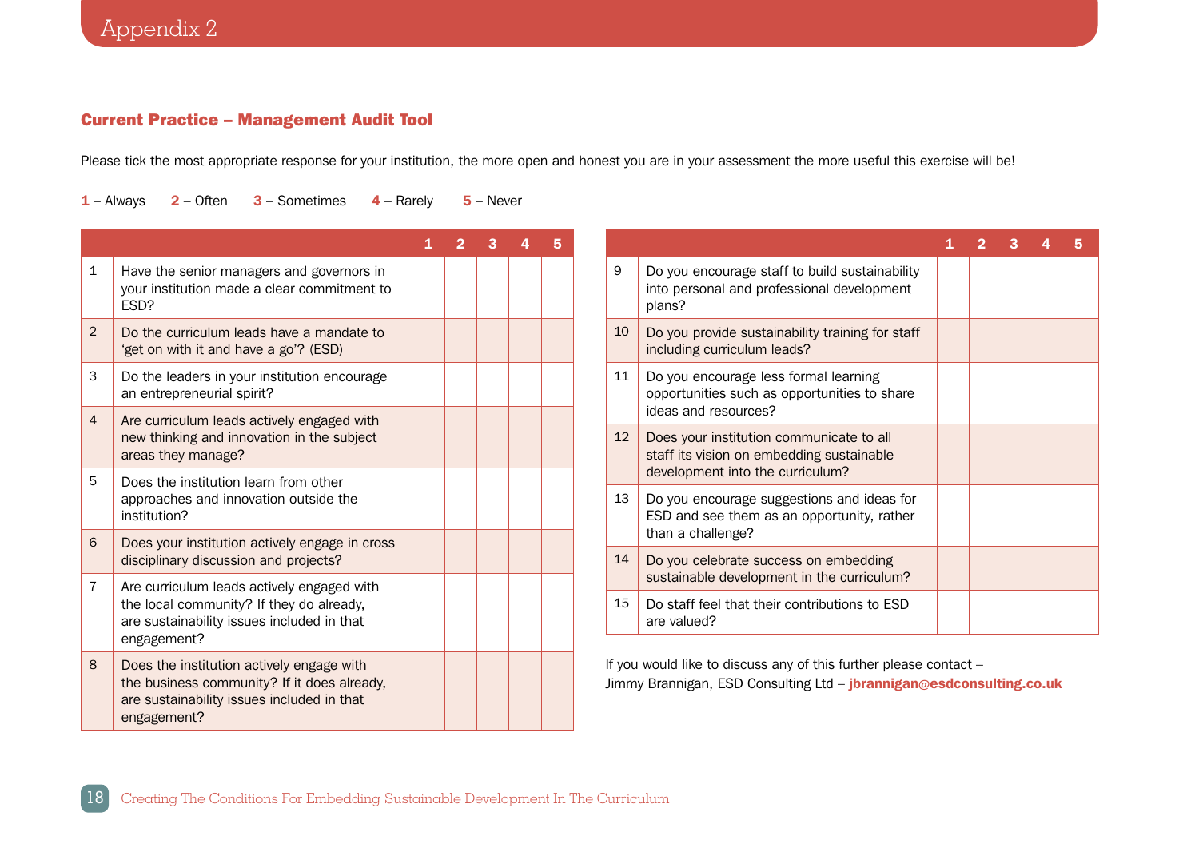# Appendix 2

## Current Practice – Management Audit Tool

Please tick the most appropriate response for your institution, the more open and honest you are in your assessment the more useful this exercise will be!

**1** – Always  **2** – Often  **3** – Sometimes  **4** – Rarely  **5** – Never

| | | 1 | 2 | 3 | 4 | 5 |
|---|---|---|---|---|---|---|
| 1 | Have the senior managers and governors in your institution made a clear commitment to ESD? | | | | | |
| 2 | Do the curriculum leads have a mandate to 'get on with it and have a go'? (ESD) | | | | | |
| 3 | Do the leaders in your institution encourage an entrepreneurial spirit? | | | | | |
| 4 | Are curriculum leads actively engaged with new thinking and innovation in the subject areas they manage? | | | | | |
| 5 | Does the institution learn from other approaches and innovation outside the institution? | | | | | |
| 6 | Does your institution actively engage in cross disciplinary discussion and projects? | | | | | |
| 7 | Are curriculum leads actively engaged with the local community? If they do already, are sustainability issues included in that engagement? | | | | | |
| 8 | Does the institution actively engage with the business community? If it does already, are sustainability issues included in that engagement? | | | | | |
| 9 | Do you encourage staff to build sustainability into personal and professional development plans? | | | | | |
| 10 | Do you provide sustainability training for staff including curriculum leads? | | | | | |
| 11 | Do you encourage less formal learning opportunities such as opportunities to share ideas and resources? | | | | | |
| 12 | Does your institution communicate to all staff its vision on embedding sustainable development into the curriculum? | | | | | |
| 13 | Do you encourage suggestions and ideas for ESD and see them as an opportunity, rather than a challenge? | | | | | |
| 14 | Do you celebrate success on embedding sustainable development in the curriculum? | | | | | |
| 15 | Do staff feel that their contributions to ESD are valued? | | | | | |

If you would like to discuss any of this further please contact –
Jimmy Brannigan, ESD Consulting Ltd – **jbrannigan@esdconsulting.co.uk**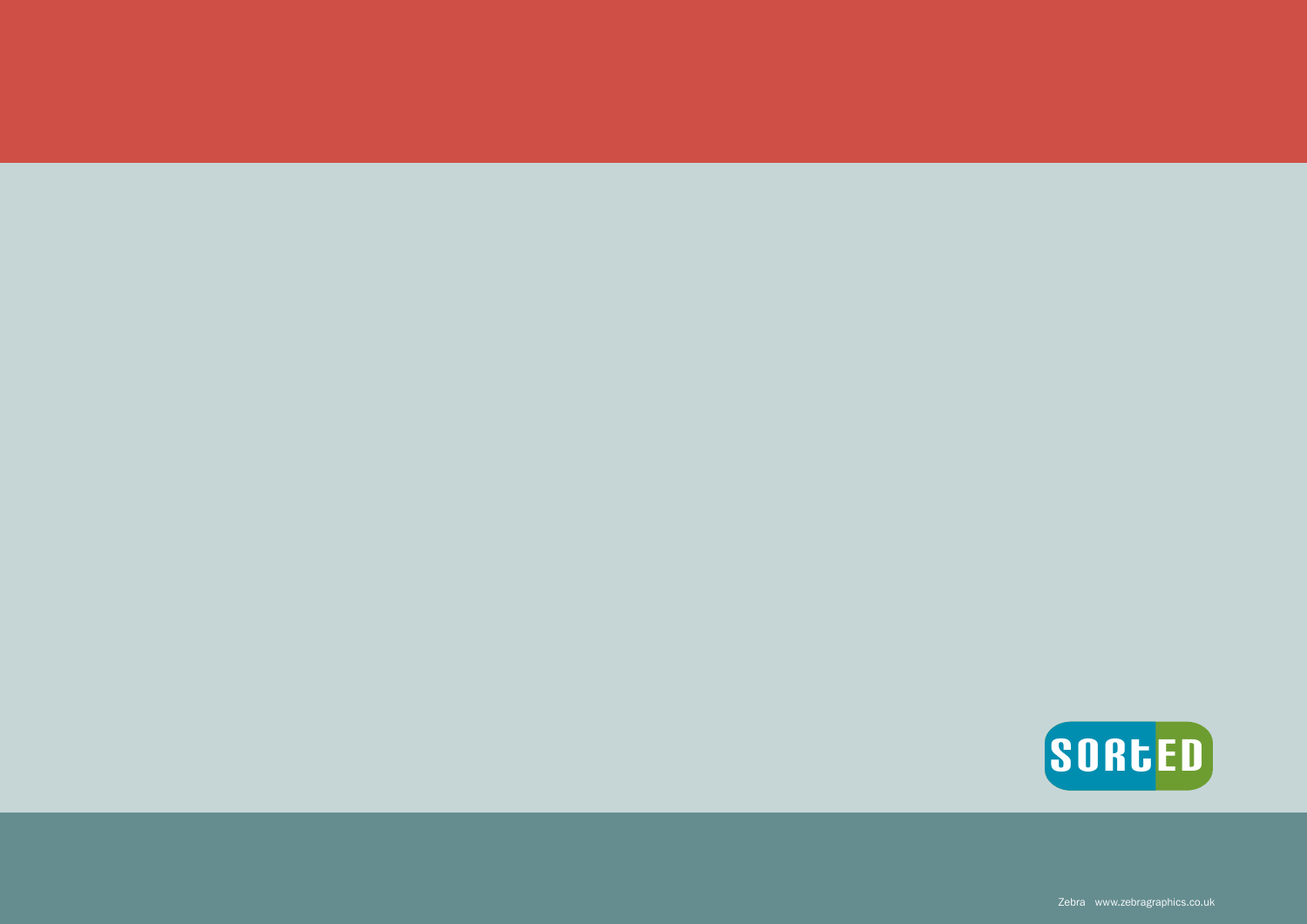SORtED

Zebra www.zebragraphics.co.uk